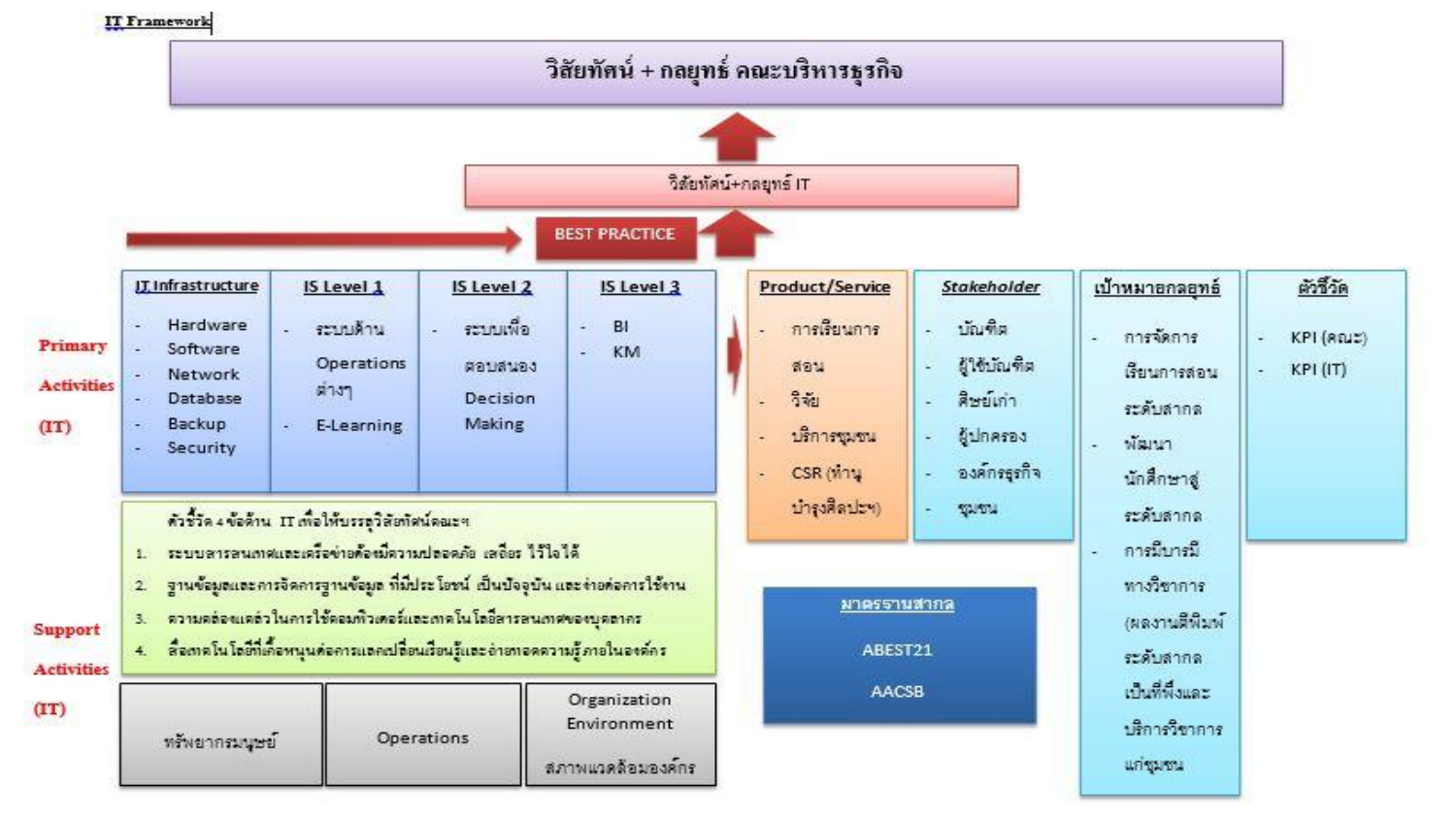IT Framework

# วิสัยทัศน์ + กลยุทธ์ คณะบริหารธุรกิจ

## วิสัยทัศน์+กลยุทธ์ IT

**BEST PRACTICE**

**Primary Activities (IT)**

| IT Infrastructure | IS Level 1 | IS Level 2 | IS Level 3 |
|---|---|---|---|
| - Hardware<br>- Software<br>- Network<br>- Database<br>- Backup<br>- Security | - ระบบด้าน Operations ต่างๆ<br>- E-Learning | - ระบบเพื่อตอบสนอง Decision Making | - BI<br>- KM |

| Product/Service | Stakeholder | เป้าหมายกลยุทธ์ | ตัวชี้วัด |
|---|---|---|---|
| - การเรียนการสอน<br>- วิจัย<br>- บริการชุมชน<br>- CSR (ทำนุบำรุงศิลปะฯ) | - บัณฑิต<br>- ผู้ใช้บัณฑิต<br>- ศิษย์เก่า<br>- ผู้ปกครอง<br>- องค์กรธุรกิจ<br>- ชุมชน | - การจัดการเรียนการสอนระดับสากล<br>- พัฒนานักศึกษาสู่ระดับสากล<br>- การมีบารมีทางวิชาการ (ผลงานตีพิมพ์ระดับสากล เป็นที่พึ่งและบริการวิชาการแก่ชุมชน | - KPI (คณะ)<br>- KPI (IT) |

**มาตรฐานสากล**

ABEST21

AACSB

**Support Activities (IT)**

ตัวชี้วัด 4 ข้อด้าน IT เพื่อให้บรรลุวิสัยทัศน์คณะฯ

1. ระบบสารสนเทศและเครือข่ายต้องมีความปลอดภัย เสถียร ไว้ใจได้
2. ฐานข้อมูลและการจัดการฐานข้อมูล ที่มีประโยชน์ เป็นปัจจุบัน และง่ายต่อการใช้งาน
3. ความคล่องแคล่วในการใช้คอมพิวเตอร์และเทคโนโลยีสารสนเทศของบุคลากร
4. สื่อเทคโนโลยีที่เอื้อหนุนต่อการแลกเปลี่ยนเรียนรู้และถ่ายทอดความรู้ภายในองค์กร

| ทรัพยากรมนุษย์ | Operations | Organization Environment สภาพแวดล้อมองค์กร |
|---|---|---|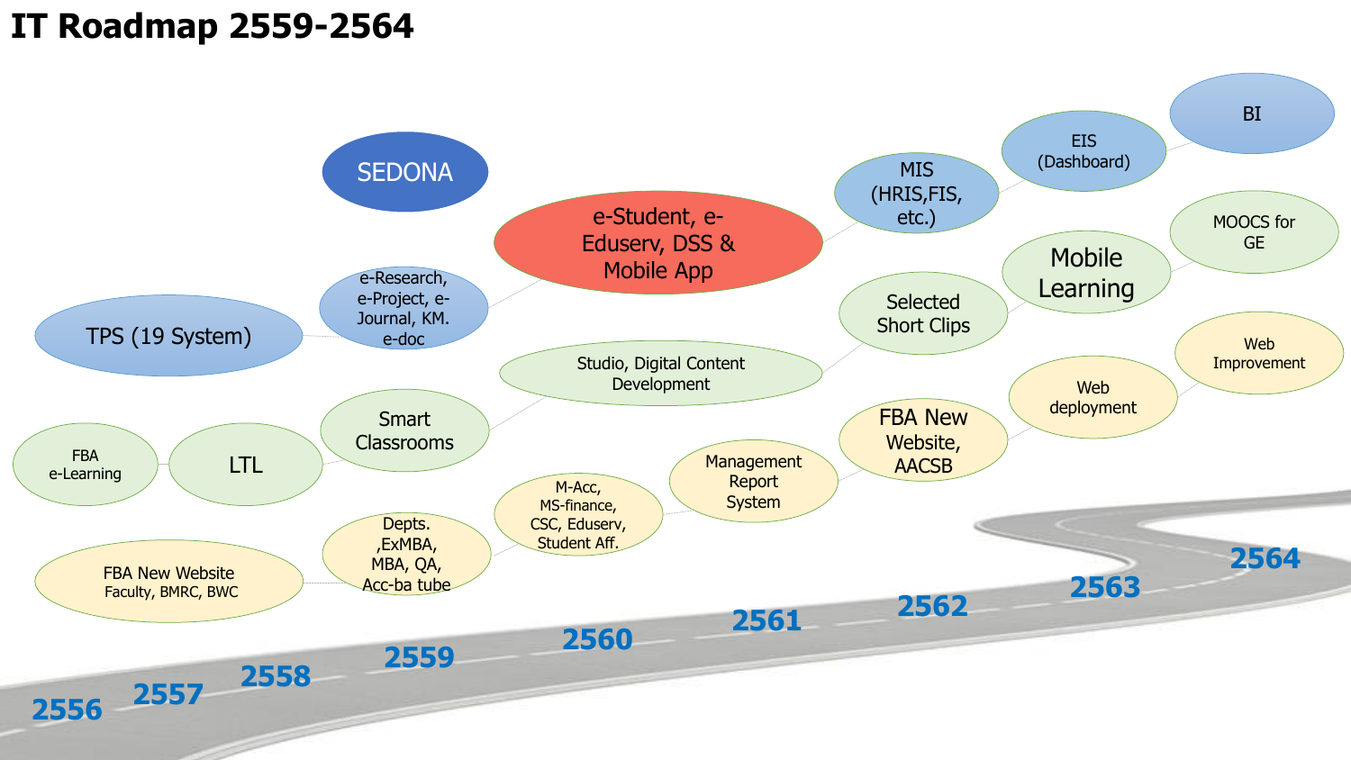# IT Roadmap 2559-2564

SEDONA

TPS (19 System)

e-Research, e-Project, e-Journal, KM. e-doc

e-Student, e-Eduserv, DSS & Mobile App

MIS (HRIS,FIS, etc.)

EIS (Dashboard)

BI

FBA e-Learning

LTL

Smart Classrooms

Studio, Digital Content Development

Selected Short Clips

Mobile Learning

MOOCS for GE

FBA New Website Faculty, BMRC, BWC

Depts. ,ExMBA, MBA, QA, Acc-ba tube

M-Acc, MS-finance, CSC, Eduserv, Student Aff.

Management Report System

FBA New Website, AACSB

Web deployment

Web Improvement

2556

2557

2558

2559

2560

2561

2562

2563

2564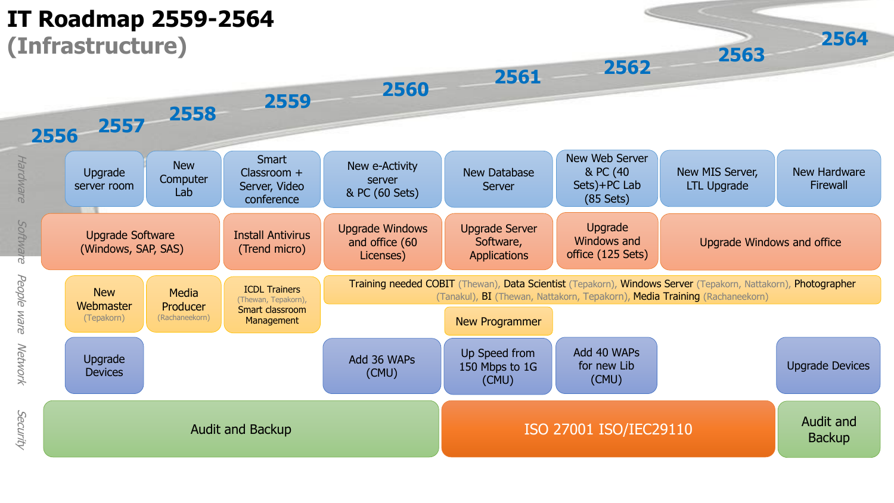# IT Roadmap 2559-2564
## (Infrastructure)

| | 2556 | 2557 | 2558 | 2559 | 2560 | 2561 | 2562 | 2563 | 2564 |
|---|---|---|---|---|---|---|---|---|---|
| Hardware | | Upgrade server room | New Computer Lab | Smart Classroom + Server, Video conference | New e-Activity server & PC (60 Sets) | New Database Server | New Web Server & PC (40 Sets)+PC Lab (85 Sets) | New MIS Server, LTL Upgrade | New Hardware Firewall |
| Software | Upgrade Software (Windows, SAP, SAS) | | | Install Antivirus (Trend micro) | Upgrade Windows and office (60 Licenses) | Upgrade Server Software, Applications | Upgrade Windows and office (125 Sets) | Upgrade Windows and office | |
| People ware | | New Webmaster (Tepakorn) | Media Producer (Rachaneekorn) | ICDL Trainers (Thewan, Tepakorn), Smart classroom Management | Training needed COBIT (Thewan), Data Scientist (Tepakorn), Windows Server (Tepakorn, Nattakorn), Photographer (Tanakul), BI (Thewan, Nattakorn, Tepakorn), Media Training (Rachaneekorn) | New Programmer | | | |
| Network | | Upgrade Devices | | | Add 36 WAPs (CMU) | Up Speed from 150 Mbps to 1G (CMU) | Add 40 WAPs for new Lib (CMU) | | Upgrade Devices |
| Security | Audit and Backup | | | | | ISO 27001 ISO/IEC29110 | | | Audit and Backup |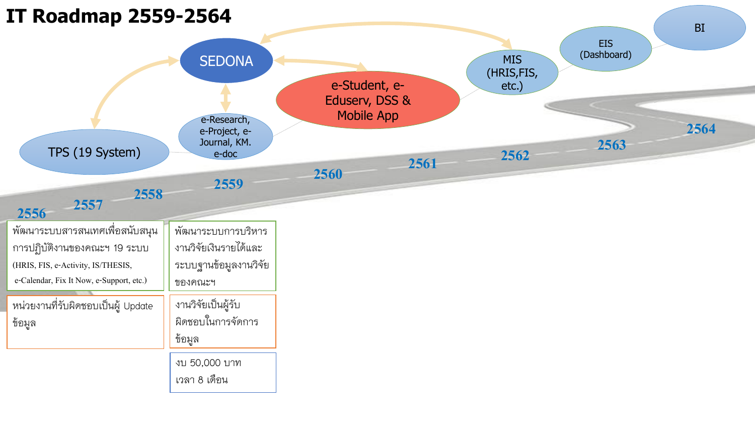# IT Roadmap 2559-2564

SEDONA

TPS (19 System)

e-Research, e-Project, e-Journal, KM. e-doc

e-Student, e-Eduserv, DSS & Mobile App

MIS (HRIS,FIS, etc.)

EIS (Dashboard)

BI

2556 2557 2558 2559 2560 2561 2562 2563 2564

พัฒนาระบบสารสนเทศเพื่อสนับสนุนการปฏิบัติงานของคณะฯ 19 ระบบ (HRIS, FIS, e-Activity, IS/THESIS, e-Calendar, Fix It Now, e-Support, etc.)

หน่วยงานที่รับผิดชอบเป็นผู้ Update ข้อมูล

พัฒนาระบบการบริหารงานวิจัยเงินรายได้และระบบฐานข้อมูลงานวิจัยของคณะฯ

งานวิจัยเป็นผู้รับผิดชอบในการจัดการข้อมูล

งบ 50,000 บาท
เวลา 8 เดือน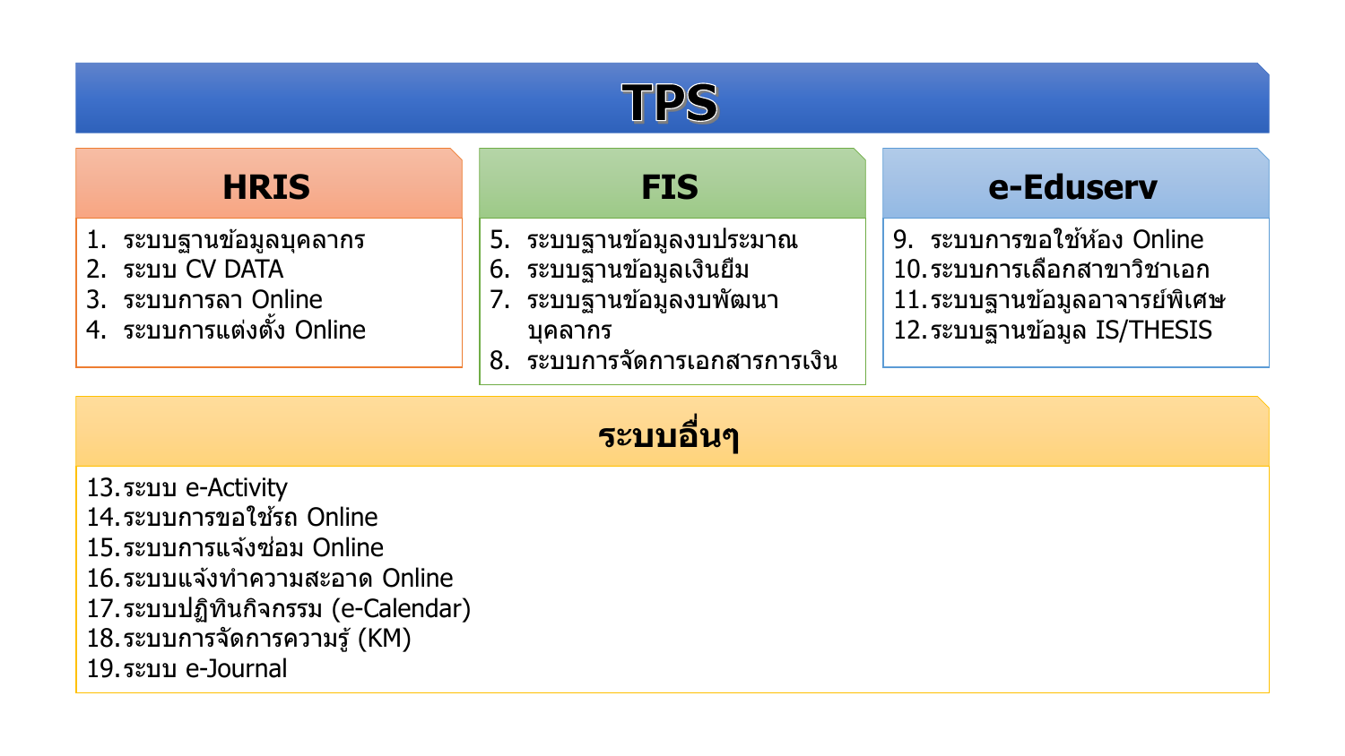# TPS

## HRIS

1. ระบบฐานข้อมูลบุคลากร
2. ระบบ CV DATA
3. ระบบการลา Online
4. ระบบการแต่งตั้ง Online

## FIS

5. ระบบฐานข้อมูลงบประมาณ
6. ระบบฐานข้อมูลเงินยืม
7. ระบบฐานข้อมูลงบพัฒนาบุคลากร
8. ระบบการจัดการเอกสารการเงิน

## e-Eduserv

9. ระบบการขอใช้ห้อง Online
10. ระบบการเลือกสาขาวิชาเอก
11. ระบบฐานข้อมูลอาจารย์พิเศษ
12. ระบบฐานข้อมูล IS/THESIS

## ระบบอื่นๆ

13. ระบบ e-Activity
14. ระบบการขอใช้รถ Online
15. ระบบการแจ้งซ่อม Online
16. ระบบแจ้งทำความสะอาด Online
17. ระบบปฏิทินกิจกรรม (e-Calendar)
18. ระบบการจัดการความรู้ (KM)
19. ระบบ e-Journal